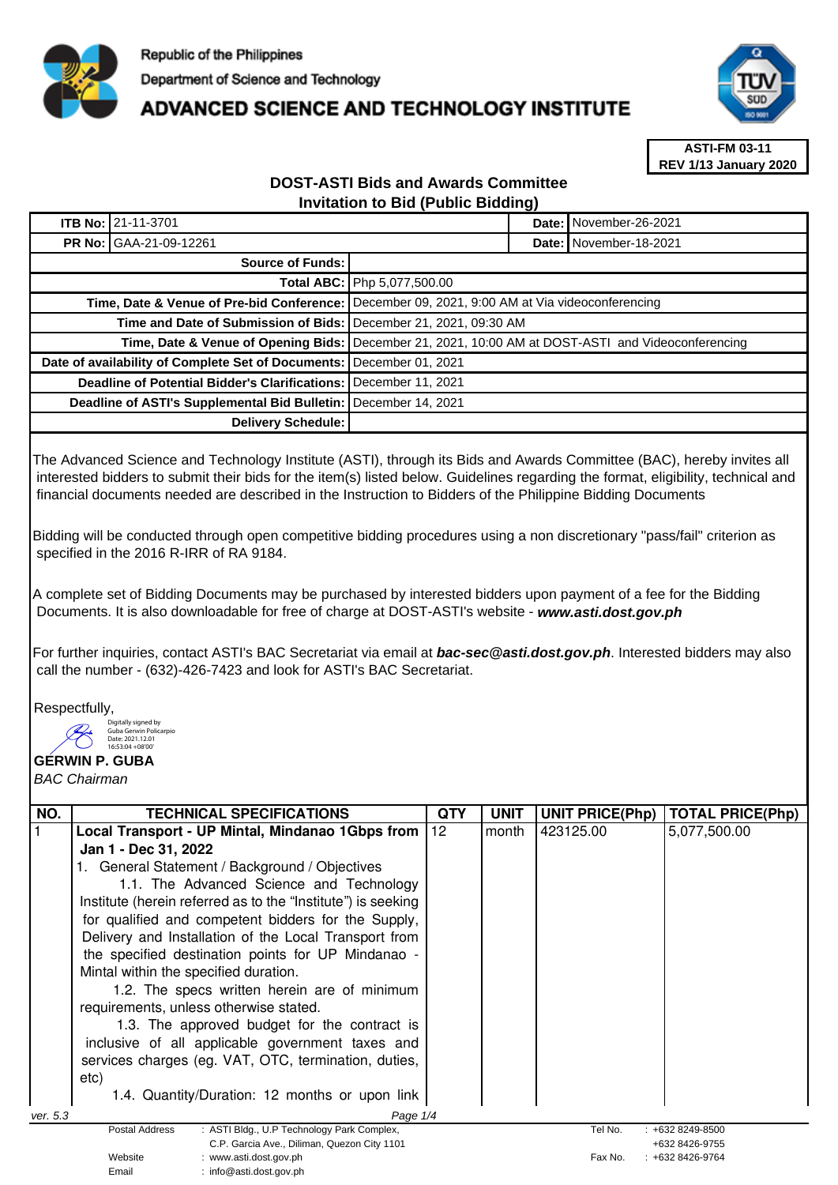Republic of the Philippines

Department of Science and Technology

# ADVANCED SCIENCE AND TECHNOLOGY INSTITUTE

**ASTI-FM 03-11**
**REV 1/13 January 2020**

## DOST-ASTI Bids and Awards Committee
## Invitation to Bid (Public Bidding)

| | | | |
|---|---|---|---|
| **ITB No:** | 21-11-3701 | **Date:** | November-26-2021 |
| **PR No:** | GAA-21-09-12261 | **Date:** | November-18-2021 |

| | |
|---|---|
| **Source of Funds:** | |
| **Total ABC:** | Php 5,077,500.00 |
| **Time, Date & Venue of Pre-bid Conference:** | December 09, 2021, 9:00 AM at Via videoconferencing |
| **Time and Date of Submission of Bids:** | December 21, 2021, 09:30 AM |
| **Time, Date & Venue of Opening Bids:** | December 21, 2021, 10:00 AM at DOST-ASTI and Videoconferencing |
| **Date of availability of Complete Set of Documents:** | December 01, 2021 |
| **Deadline of Potential Bidder's Clarifications:** | December 11, 2021 |
| **Deadline of ASTI's Supplemental Bid Bulletin:** | December 14, 2021 |
| **Delivery Schedule:** | |

The Advanced Science and Technology Institute (ASTI), through its Bids and Awards Committee (BAC), hereby invites all interested bidders to submit their bids for the item(s) listed below. Guidelines regarding the format, eligibility, technical and financial documents needed are described in the Instruction to Bidders of the Philippine Bidding Documents

Bidding will be conducted through open competitive bidding procedures using a non discretionary "pass/fail" criterion as specified in the 2016 R-IRR of RA 9184.

A complete set of Bidding Documents may be purchased by interested bidders upon payment of a fee for the Bidding Documents. It is also downloadable for free of charge at DOST-ASTI's website - ***www.asti.dost.gov.ph***

For further inquiries, contact ASTI's BAC Secretariat via email at ***bac-sec@asti.dost.gov.ph***. Interested bidders may also call the number - (632)-426-7423 and look for ASTI's BAC Secretariat.

Respectfully,

Digitally signed by Guba Gerwin Policarpio
Date: 2021.12.01 16:53:04 +08'00'

**GERWIN P. GUBA**
*BAC Chairman*

| NO. | TECHNICAL SPECIFICATIONS | QTY | UNIT | UNIT PRICE(Php) | TOTAL PRICE(Php) |
|---|---|---|---|---|---|
| 1 | **Local Transport - UP Mintal, Mindanao 1Gbps from Jan 1 - Dec 31, 2022**<br>1. General Statement / Background / Objectives<br>1.1. The Advanced Science and Technology Institute (herein referred as to the "Institute") is seeking for qualified and competent bidders for the Supply, Delivery and Installation of the Local Transport from the specified destination points for UP Mindanao - Mintal within the specified duration.<br>1.2. The specs written herein are of minimum requirements, unless otherwise stated.<br>1.3. The approved budget for the contract is inclusive of all applicable government taxes and services charges (eg. VAT, OTC, termination, duties, etc)<br>1.4. Quantity/Duration: 12 months or upon link | 12 | month | 423125.00 | 5,077,500.00 |

ver. 5.3

| | | | |
|---|---|---|---|
| Postal Address | : ASTI Bldg., U.P Technology Park Complex, C.P. Garcia Ave., Diliman, Quezon City 1101 | Tel No. | : +632 8249-8500<br>+632 8426-9755 |
| Website | : www.asti.dost.gov.ph | Fax No. | : +632 8426-9764 |
| Email | : info@asti.dost.gov.ph | | |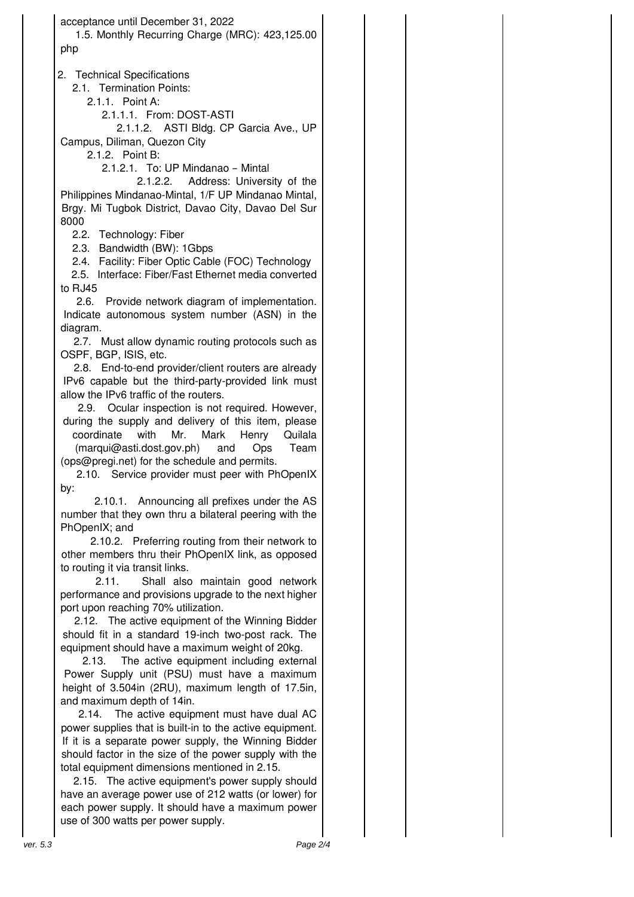acceptance until December 31, 2022

1.5. Monthly Recurring Charge (MRC): 423,125.00 php

2. Technical Specifications
   - 2.1. Termination Points:
     - 2.1.1. Point A:
       - 2.1.1.1. From: DOST-ASTI
       - 2.1.1.2. ASTI Bldg. CP Garcia Ave., UP Campus, Diliman, Quezon City
     - 2.1.2. Point B:
       - 2.1.2.1. To: UP Mindanao – Mintal
       - 2.1.2.2. Address: University of the Philippines Mindanao-Mintal, 1/F UP Mindanao Mintal, Brgy. Mi Tugbok District, Davao City, Davao Del Sur 8000
   - 2.2. Technology: Fiber
   - 2.3. Bandwidth (BW): 1Gbps
   - 2.4. Facility: Fiber Optic Cable (FOC) Technology
   - 2.5. Interface: Fiber/Fast Ethernet media converted to RJ45
   - 2.6. Provide network diagram of implementation. Indicate autonomous system number (ASN) in the diagram.
   - 2.7. Must allow dynamic routing protocols such as OSPF, BGP, ISIS, etc.
   - 2.8. End-to-end provider/client routers are already IPv6 capable but the third-party-provided link must allow the IPv6 traffic of the routers.
   - 2.9. Ocular inspection is not required. However, during the supply and delivery of this item, please coordinate with Mr. Mark Henry Quilala (marqui@asti.dost.gov.ph) and Ops Team (ops@pregi.net) for the schedule and permits.
   - 2.10. Service provider must peer with PhOpenIX by:
     - 2.10.1. Announcing all prefixes under the AS number that they own thru a bilateral peering with the PhOpenIX; and
     - 2.10.2. Preferring routing from their network to other members thru their PhOpenIX link, as opposed to routing it via transit links.
   - 2.11. Shall also maintain good network performance and provisions upgrade to the next higher port upon reaching 70% utilization.
   - 2.12. The active equipment of the Winning Bidder should fit in a standard 19-inch two-post rack. The equipment should have a maximum weight of 20kg.
   - 2.13. The active equipment including external Power Supply unit (PSU) must have a maximum height of 3.504in (2RU), maximum length of 17.5in, and maximum depth of 14in.
   - 2.14. The active equipment must have dual AC power supplies that is built-in to the active equipment. If it is a separate power supply, the Winning Bidder should factor in the size of the power supply with the total equipment dimensions mentioned in 2.15.
   - 2.15. The active equipment's power supply should have an average power use of 212 watts (or lower) for each power supply. It should have a maximum power use of 300 watts per power supply.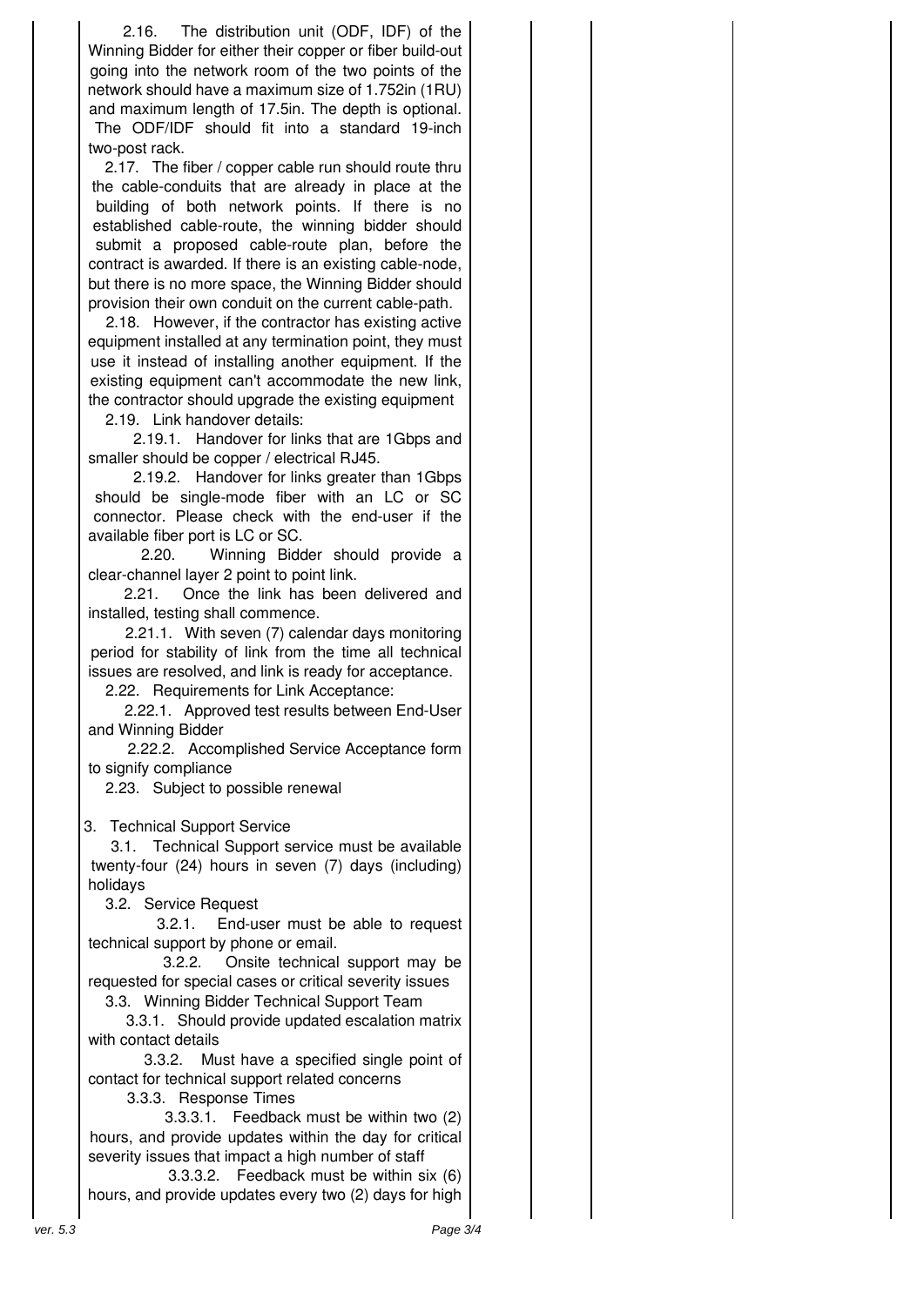2.16. The distribution unit (ODF, IDF) of the Winning Bidder for either their copper or fiber build-out going into the network room of the two points of the network should have a maximum size of 1.752in (1RU) and maximum length of 17.5in. The depth is optional. The ODF/IDF should fit into a standard 19-inch two-post rack.

2.17. The fiber / copper cable run should route thru the cable-conduits that are already in place at the building of both network points. If there is no established cable-route, the winning bidder should submit a proposed cable-route plan, before the contract is awarded. If there is an existing cable-node, but there is no more space, the Winning Bidder should provision their own conduit on the current cable-path.

2.18. However, if the contractor has existing active equipment installed at any termination point, they must use it instead of installing another equipment. If the existing equipment can't accommodate the new link, the contractor should upgrade the existing equipment

2.19. Link handover details:

2.19.1. Handover for links that are 1Gbps and smaller should be copper / electrical RJ45.

2.19.2. Handover for links greater than 1Gbps should be single-mode fiber with an LC or SC connector. Please check with the end-user if the available fiber port is LC or SC.

2.20. Winning Bidder should provide a clear-channel layer 2 point to point link.

2.21. Once the link has been delivered and installed, testing shall commence.

2.21.1. With seven (7) calendar days monitoring period for stability of link from the time all technical issues are resolved, and link is ready for acceptance.

2.22. Requirements for Link Acceptance:

2.22.1. Approved test results between End-User and Winning Bidder

2.22.2. Accomplished Service Acceptance form to signify compliance

2.23. Subject to possible renewal

3. Technical Support Service

3.1. Technical Support service must be available twenty-four (24) hours in seven (7) days (including) holidays

3.2. Service Request

3.2.1. End-user must be able to request technical support by phone or email.

3.2.2. Onsite technical support may be requested for special cases or critical severity issues

3.3. Winning Bidder Technical Support Team

3.3.1. Should provide updated escalation matrix with contact details

3.3.2. Must have a specified single point of contact for technical support related concerns

3.3.3. Response Times

3.3.3.1. Feedback must be within two (2) hours, and provide updates within the day for critical severity issues that impact a high number of staff

3.3.3.2. Feedback must be within six (6) hours, and provide updates every two (2) days for high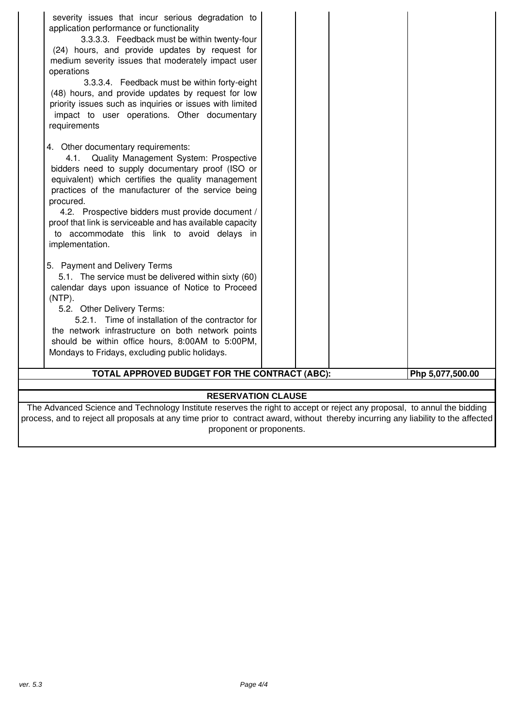| | | | | |
|---|---|---|---|---|
| severity issues that incur serious degradation to application performance or functionality<br>3.3.3.3. Feedback must be within twenty-four (24) hours, and provide updates by request for medium severity issues that moderately impact user operations<br>3.3.3.4. Feedback must be within forty-eight (48) hours, and provide updates by request for low priority issues such as inquiries or issues with limited impact to user operations. Other documentary requirements<br><br>4. Other documentary requirements:<br>4.1. Quality Management System: Prospective bidders need to supply documentary proof (ISO or equivalent) which certifies the quality management practices of the manufacturer of the service being procured.<br>4.2. Prospective bidders must provide document / proof that link is serviceable and has available capacity to accommodate this link to avoid delays in implementation.<br><br>5. Payment and Delivery Terms<br>5.1. The service must be delivered within sixty (60) calendar days upon issuance of Notice to Proceed (NTP).<br>5.2. Other Delivery Terms:<br>5.2.1. Time of installation of the contractor for the network infrastructure on both network points should be within office hours, 8:00AM to 5:00PM, Mondays to Fridays, excluding public holidays. | | | | |
| **TOTAL APPROVED BUDGET FOR THE CONTRACT (ABC):** | | | | **Php 5,077,500.00** |

**RESERVATION CLAUSE**

The Advanced Science and Technology Institute reserves the right to accept or reject any proposal, to annul the bidding process, and to reject all proposals at any time prior to contract award, without thereby incurring any liability to the affected proponent or proponents.

ver. 5.3